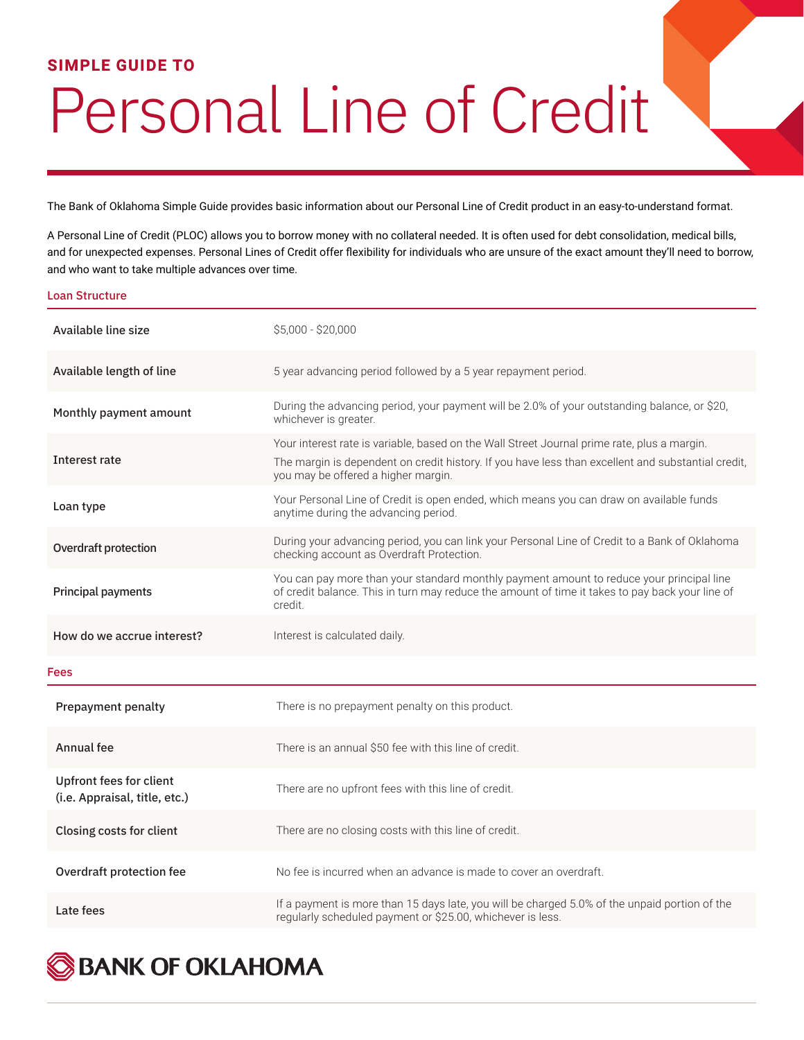**SIMPLE GUIDE TO**

# Personal Line of Credit

The Bank of Oklahoma Simple Guide provides basic information about our Personal Line of Credit product in an easy-to-understand format.

A Personal Line of Credit (PLOC) allows you to borrow money with no collateral needed. It is often used for debt consolidation, medical bills, and for unexpected expenses. Personal Lines of Credit offer flexibility for individuals who are unsure of the exact amount they'll need to borrow, and who want to take multiple advances over time.

## Loan Structure

| | |
|---|---|
| **Available line size** | $5,000 - $20,000 |
| **Available length of line** | 5 year advancing period followed by a 5 year repayment period. |
| **Monthly payment amount** | During the advancing period, your payment will be 2.0% of your outstanding balance, or $20, whichever is greater. |
| **Interest rate** | Your interest rate is variable, based on the Wall Street Journal prime rate, plus a margin. The margin is dependent on credit history. If you have less than excellent and substantial credit, you may be offered a higher margin. |
| **Loan type** | Your Personal Line of Credit is open ended, which means you can draw on available funds anytime during the advancing period. |
| **Overdraft protection** | During your advancing period, you can link your Personal Line of Credit to a Bank of Oklahoma checking account as Overdraft Protection. |
| **Principal payments** | You can pay more than your standard monthly payment amount to reduce your principal line of credit balance. This in turn may reduce the amount of time it takes to pay back your line of credit. |
| **How do we accrue interest?** | Interest is calculated daily. |

## Fees

| | |
|---|---|
| **Prepayment penalty** | There is no prepayment penalty on this product. |
| **Annual fee** | There is an annual $50 fee with this line of credit. |
| **Upfront fees for client (i.e. Appraisal, title, etc.)** | There are no upfront fees with this line of credit. |
| **Closing costs for client** | There are no closing costs with this line of credit. |
| **Overdraft protection fee** | No fee is incurred when an advance is made to cover an overdraft. |
| **Late fees** | If a payment is more than 15 days late, you will be charged 5.0% of the unpaid portion of the regularly scheduled payment or $25.00, whichever is less. |

BANK OF OKLAHOMA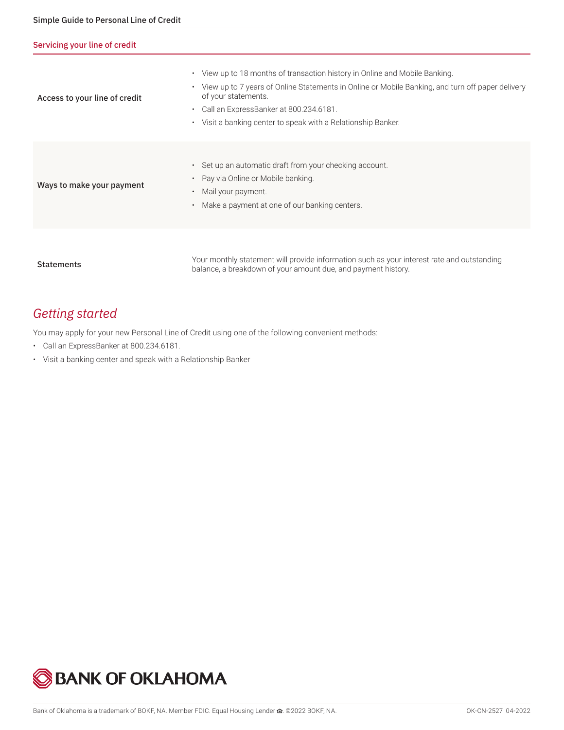## Servicing your line of credit

| | |
|---|---|
| Access to your line of credit | • View up to 18 months of transaction history in Online and Mobile Banking.<br>• View up to 7 years of Online Statements in Online or Mobile Banking, and turn off paper delivery of your statements.<br>• Call an ExpressBanker at 800.234.6181.<br>• Visit a banking center to speak with a Relationship Banker. |
| Ways to make your payment | • Set up an automatic draft from your checking account.<br>• Pay via Online or Mobile banking.<br>• Mail your payment.<br>• Make a payment at one of our banking centers. |
| Statements | Your monthly statement will provide information such as your interest rate and outstanding balance, a breakdown of your amount due, and payment history. |

## *Getting started*

You may apply for your new Personal Line of Credit using one of the following convenient methods:

- Call an ExpressBanker at 800.234.6181.
- Visit a banking center and speak with a Relationship Banker

BANK OF OKLAHOMA

Bank of Oklahoma is a trademark of BOKF, NA. Member FDIC. Equal Housing Lender. ©2022 BOKF, NA.

OK-CN-2527 04-2022